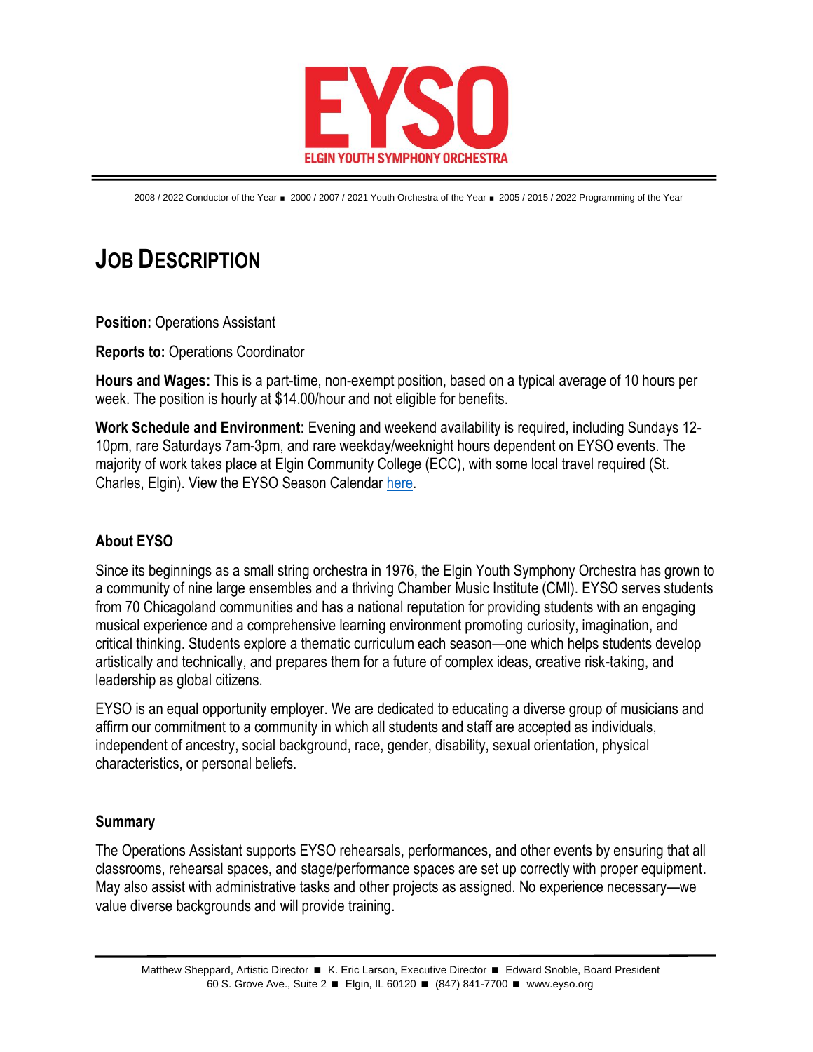# EYSO

ELGIN YOUTH SYMPHONY ORCHESTRA

2008 / 2022 Conductor of the Year ■ 2000 / 2007 / 2021 Youth Orchestra of the Year ■ 2005 / 2015 / 2022 Programming of the Year

# JOB DESCRIPTION

**Position:** Operations Assistant

**Reports to:** Operations Coordinator

**Hours and Wages:** This is a part-time, non-exempt position, based on a typical average of 10 hours per week. The position is hourly at $14.00/hour and not eligible for benefits.

**Work Schedule and Environment:** Evening and weekend availability is required, including Sundays 12-10pm, rare Saturdays 7am-3pm, and rare weekday/weeknight hours dependent on EYSO events. The majority of work takes place at Elgin Community College (ECC), with some local travel required (St. Charles, Elgin). View the EYSO Season Calendar here.

## About EYSO

Since its beginnings as a small string orchestra in 1976, the Elgin Youth Symphony Orchestra has grown to a community of nine large ensembles and a thriving Chamber Music Institute (CMI). EYSO serves students from 70 Chicagoland communities and has a national reputation for providing students with an engaging musical experience and a comprehensive learning environment promoting curiosity, imagination, and critical thinking. Students explore a thematic curriculum each season—one which helps students develop artistically and technically, and prepares them for a future of complex ideas, creative risk-taking, and leadership as global citizens.

EYSO is an equal opportunity employer. We are dedicated to educating a diverse group of musicians and affirm our commitment to a community in which all students and staff are accepted as individuals, independent of ancestry, social background, race, gender, disability, sexual orientation, physical characteristics, or personal beliefs.

## Summary

The Operations Assistant supports EYSO rehearsals, performances, and other events by ensuring that all classrooms, rehearsal spaces, and stage/performance spaces are set up correctly with proper equipment. May also assist with administrative tasks and other projects as assigned. No experience necessary—we value diverse backgrounds and will provide training.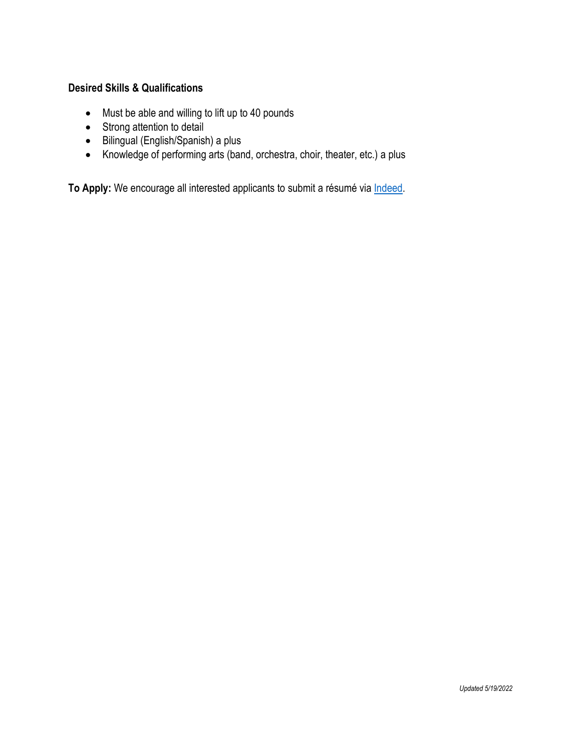**Desired Skills & Qualifications**

- Must be able and willing to lift up to 40 pounds
- Strong attention to detail
- Bilingual (English/Spanish) a plus
- Knowledge of performing arts (band, orchestra, choir, theater, etc.) a plus

**To Apply:** We encourage all interested applicants to submit a résumé via Indeed.

*Updated 5/19/2022*